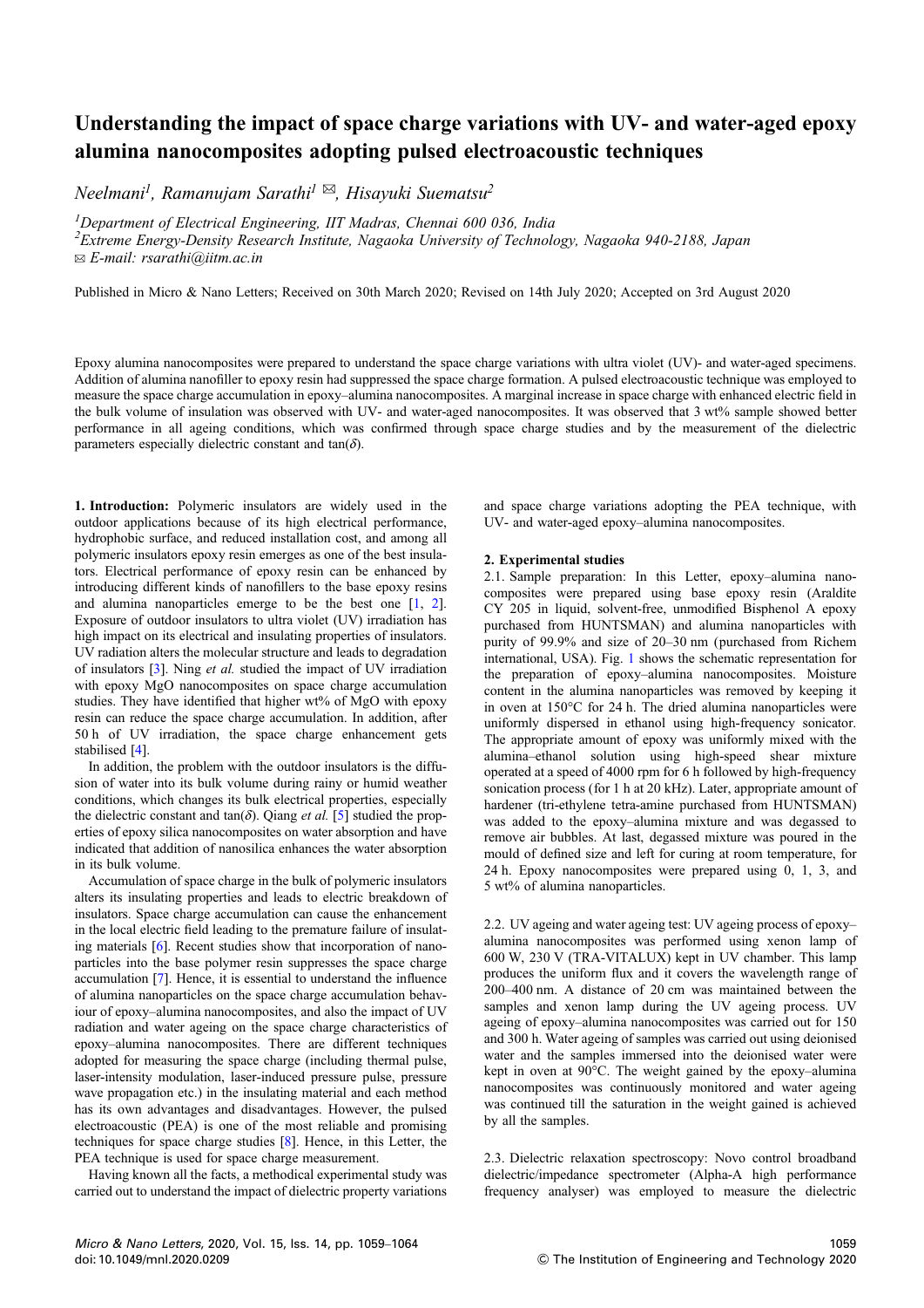# Understanding the impact of space charge variations with UV- and water-aged epoxy alumina nanocomposites adopting pulsed electroacoustic techniques

*Neelmani*[1], *Ramanujam Sarathi*[1] ✉, *Hisayuki Suematsu*[2]

[1]*Department of Electrical Engineering, IIT Madras, Chennai 600 036, India*

[2]*Extreme Energy-Density Research Institute, Nagaoka University of Technology, Nagaoka 940-2188, Japan*

✉ *E-mail: rsarathi@iitm.ac.in*

Published in Micro & Nano Letters; Received on 30th March 2020; Revised on 14th July 2020; Accepted on 3rd August 2020

Epoxy alumina nanocomposites were prepared to understand the space charge variations with ultra violet (UV)- and water-aged specimens. Addition of alumina nanofiller to epoxy resin had suppressed the space charge formation. A pulsed electroacoustic technique was employed to measure the space charge accumulation in epoxy–alumina nanocomposites. A marginal increase in space charge with enhanced electric field in the bulk volume of insulation was observed with UV- and water-aged nanocomposites. It was observed that 3 wt% sample showed better performance in all ageing conditions, which was confirmed through space charge studies and by the measurement of the dielectric parameters especially dielectric constant and tan($\delta$).

**1. Introduction:** Polymeric insulators are widely used in the outdoor applications because of its high electrical performance, hydrophobic surface, and reduced installation cost, and among all polymeric insulators epoxy resin emerges as one of the best insulators. Electrical performance of epoxy resin can be enhanced by introducing different kinds of nanofillers to the base epoxy resins and alumina nanoparticles emerge to be the best one [1, 2]. Exposure of outdoor insulators to ultra violet (UV) irradiation has high impact on its electrical and insulating properties of insulators. UV radiation alters the molecular structure and leads to degradation of insulators [3]. Ning *et al.* studied the impact of UV irradiation with epoxy MgO nanocomposites on space charge accumulation studies. They have identified that higher wt% of MgO with epoxy resin can reduce the space charge accumulation. In addition, after 50 h of UV irradiation, the space charge enhancement gets stabilised [4].

In addition, the problem with the outdoor insulators is the diffusion of water into its bulk volume during rainy or humid weather conditions, which changes its bulk electrical properties, especially the dielectric constant and tan($\delta$). Qiang *et al.* [5] studied the properties of epoxy silica nanocomposites on water absorption and have indicated that addition of nanosilica enhances the water absorption in its bulk volume.

Accumulation of space charge in the bulk of polymeric insulators alters its insulating properties and leads to electric breakdown of insulators. Space charge accumulation can cause the enhancement in the local electric field leading to the premature failure of insulating materials [6]. Recent studies show that incorporation of nanoparticles into the base polymer resin suppresses the space charge accumulation [7]. Hence, it is essential to understand the influence of alumina nanoparticles on the space charge accumulation behaviour of epoxy–alumina nanocomposites, and also the impact of UV radiation and water ageing on the space charge characteristics of epoxy–alumina nanocomposites. There are different techniques adopted for measuring the space charge (including thermal pulse, laser-intensity modulation, laser-induced pressure pulse, pressure wave propagation etc.) in the insulating material and each method has its own advantages and disadvantages. However, the pulsed electroacoustic (PEA) is one of the most reliable and promising techniques for space charge studies [8]. Hence, in this Letter, the PEA technique is used for space charge measurement.

Having known all the facts, a methodical experimental study was carried out to understand the impact of dielectric property variations and space charge variations adopting the PEA technique, with UV- and water-aged epoxy–alumina nanocomposites.

**2. Experimental studies**

2.1. Sample preparation: In this Letter, epoxy–alumina nanocomposites were prepared using base epoxy resin (Araldite CY 205 in liquid, solvent-free, unmodified Bisphenol A epoxy purchased from HUNTSMAN) and alumina nanoparticles with purity of 99.9% and size of 20–30 nm (purchased from Richem international, USA). Fig. 1 shows the schematic representation for the preparation of epoxy–alumina nanocomposites. Moisture content in the alumina nanoparticles was removed by keeping it in oven at 150°C for 24 h. The dried alumina nanoparticles were uniformly dispersed in ethanol using high-frequency sonicator. The appropriate amount of epoxy was uniformly mixed with the alumina–ethanol solution using high-speed shear mixture operated at a speed of 4000 rpm for 6 h followed by high-frequency sonication process (for 1 h at 20 kHz). Later, appropriate amount of hardener (tri-ethylene tetra-amine purchased from HUNTSMAN) was added to the epoxy–alumina mixture and was degassed to remove air bubbles. At last, degassed mixture was poured in the mould of defined size and left for curing at room temperature, for 24 h. Epoxy nanocomposites were prepared using 0, 1, 3, and 5 wt% of alumina nanoparticles.

2.2. UV ageing and water ageing test: UV ageing process of epoxy–alumina nanocomposites was performed using xenon lamp of 600 W, 230 V (TRA-VITALUX) kept in UV chamber. This lamp produces the uniform flux and it covers the wavelength range of 200–400 nm. A distance of 20 cm was maintained between the samples and xenon lamp during the UV ageing process. UV ageing of epoxy–alumina nanocomposites was carried out for 150 and 300 h. Water ageing of samples was carried out using deionised water and the samples immersed into the deionised water were kept in oven at 90°C. The weight gained by the epoxy–alumina nanocomposites was continuously monitored and water ageing was continued till the saturation in the weight gained is achieved by all the samples.

2.3. Dielectric relaxation spectroscopy: Novo control broadband dielectric/impedance spectrometer (Alpha-A high performance frequency analyser) was employed to measure the dielectric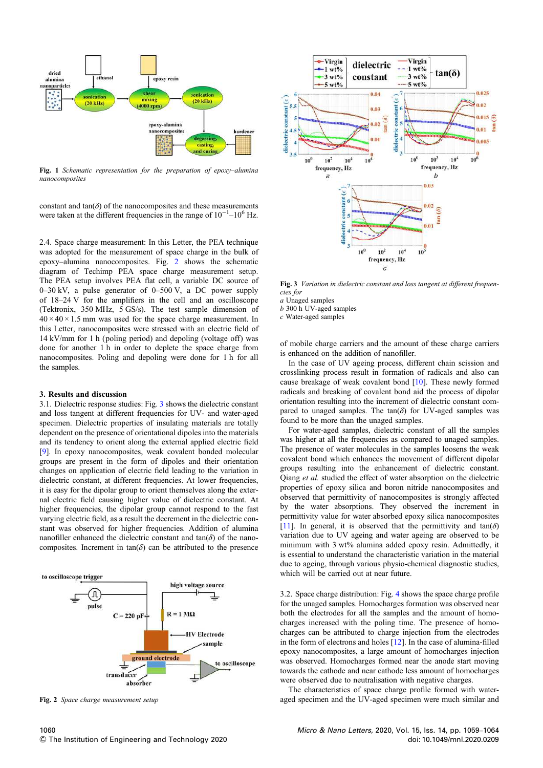Fig. 1 *Schematic representation for the preparation of epoxy–alumina nanocomposites*

constant and tan(δ) of the nanocomposites and these measurements were taken at the different frequencies in the range of $10^{-1}$–$10^{6}$ Hz.

2.4. Space charge measurement: In this Letter, the PEA technique was adopted for the measurement of space charge in the bulk of epoxy–alumina nanocomposites. Fig. 2 shows the schematic diagram of Techimp PEA space charge measurement setup. The PEA setup involves PEA flat cell, a variable DC source of 0–30 kV, a pulse generator of 0–500 V, a DC power supply of 18–24 V for the amplifiers in the cell and an oscilloscope (Tektronix, 350 MHz, 5 GS/s). The test sample dimension of 40 × 40 × 1.5 mm was used for the space charge measurement. In this Letter, nanocomposites were stressed with an electric field of 14 kV/mm for 1 h (poling period) and depoling (voltage off) was done for another 1 h in order to deplete the space charge from nanocomposites. Poling and depoling were done for 1 h for all the samples.

## 3. Results and discussion

3.1. Dielectric response studies: Fig. 3 shows the dielectric constant and loss tangent at different frequencies for UV- and water-aged specimen. Dielectric properties of insulating materials are totally dependent on the presence of orientational dipoles into the materials and its tendency to orient along the external applied electric field [9]. In epoxy nanocomposites, weak covalent bonded molecular groups are present in the form of dipoles and their orientation changes on application of electric field leading to the variation in dielectric constant, at different frequencies. At lower frequencies, it is easy for the dipolar group to orient themselves along the external electric field causing higher value of dielectric constant. At higher frequencies, the dipolar group cannot respond to the fast varying electric field, as a result the decrement in the dielectric constant was observed for higher frequencies. Addition of alumina nanofiller enhanced the dielectric constant and tan(δ) of the nanocomposites. Increment in tan(δ) can be attributed to the presence of mobile charge carriers and the amount of these charge carriers is enhanced on the addition of nanofiller.

In the case of UV ageing process, different chain scission and crosslinking process result in formation of radicals and also can cause breakage of weak covalent bond [10]. These newly formed radicals and breaking of covalent bond aid the process of dipolar orientation resulting into the increment of dielectric constant compared to unaged samples. The tan(δ) for UV-aged samples was found to be more than the unaged samples.

For water-aged samples, dielectric constant of all the samples was higher at all the frequencies as compared to unaged samples. The presence of water molecules in the samples loosens the weak covalent bond which enhances the movement of different dipolar groups resulting into the enhancement of dielectric constant. Qiang *et al.* studied the effect of water absorption on the dielectric properties of epoxy silica and boron nitride nanocomposites and observed that permittivity of nanocomposites is strongly affected by the water absorptions. They observed the increment in permittivity value for water absorbed epoxy silica nanocomposites [11]. In general, it is observed that the permittivity and tan(δ) variation due to UV ageing and water ageing are observed to be minimum with 3 wt% alumina added epoxy resin. Admittedly, it is essential to understand the characteristic variation in the material due to ageing, through various physio-chemical diagnostic studies, which will be carried out at near future.

Fig. 2 *Space charge measurement setup*

Fig. 3 *Variation in dielectric constant and loss tangent at different frequencies for*
*a* Unaged samples
*b* 300 h UV-aged samples
*c* Water-aged samples

3.2. Space charge distribution: Fig. 4 shows the space charge profile for the unaged samples. Homocharges formation was observed near both the electrodes for all the samples and the amount of homocharges increased with the poling time. The presence of homocharges can be attributed to charge injection from the electrodes in the form of electrons and holes [12]. In the case of alumina-filled epoxy nanocomposites, a large amount of homocharges injection was observed. Homocharges formed near the anode start moving towards the cathode and near cathode less amount of homocharges were observed due to neutralisation with negative charges.

The characteristics of space charge profile formed with water-aged specimen and the UV-aged specimen were much similar and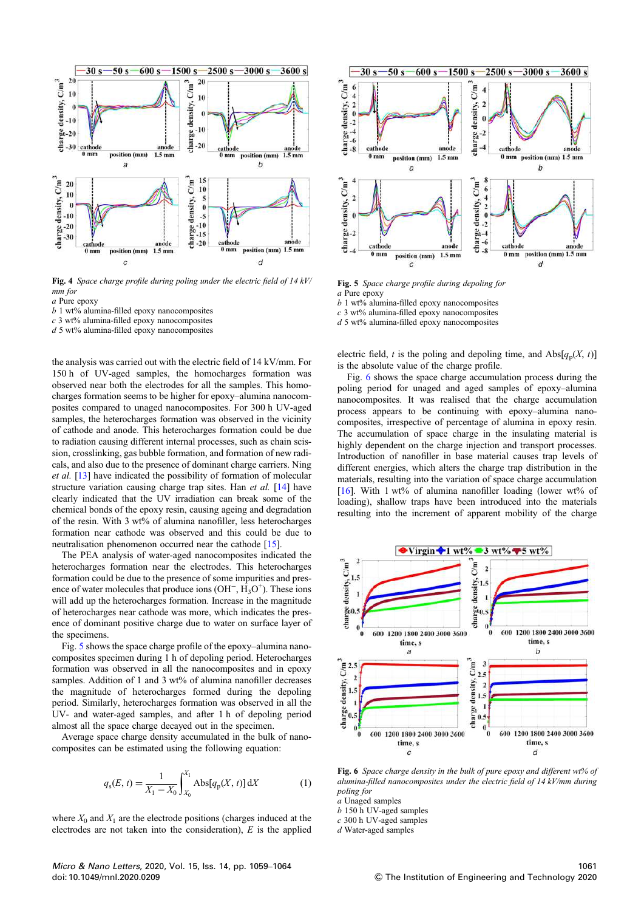Fig. 4 *Space charge profile during poling under the electric field of 14 kV/mm for*
*a* Pure epoxy
*b* 1 wt% alumina-filled epoxy nanocomposites
*c* 3 wt% alumina-filled epoxy nanocomposites
*d* 5 wt% alumina-filled epoxy nanocomposites

Fig. 5 *Space charge profile during depoling for*
*a* Pure epoxy
*b* 1 wt% alumina-filled epoxy nanocomposites
*c* 3 wt% alumina-filled epoxy nanocomposites
*d* 5 wt% alumina-filled epoxy nanocomposites

the analysis was carried out with the electric field of 14 kV/mm. For 150 h of UV-aged samples, the homocharges formation was observed near both the electrodes for all the samples. This homocharges formation seems to be higher for epoxy–alumina nanocomposites compared to unaged nanocomposites. For 300 h UV-aged samples, the heterocharges formation was observed in the vicinity of cathode and anode. This heterocharges formation could be due to radiation causing different internal processes, such as chain scission, crosslinking, gas bubble formation, and formation of new radicals, and also due to the presence of dominant charge carriers. Ning *et al.* [13] have indicated the possibility of formation of molecular structure variation causing charge trap sites. Han *et al.* [14] have clearly indicated that the UV irradiation can break some of the chemical bonds of the epoxy resin, causing ageing and degradation of the resin. With 3 wt% of alumina nanofiller, less heterocharges formation near cathode was observed and this could be due to neutralisation phenomenon occurred near the cathode [15].

The PEA analysis of water-aged nanocomposites indicated the heterocharges formation near the electrodes. This heterocharges formation could be due to the presence of some impurities and presence of water molecules that produce ions ($OH^-$, $H_3O^+$). These ions will add up the heterocharges formation. Increase in the magnitude of heterocharges near cathode was more, which indicates the presence of dominant positive charge due to water on surface layer of the specimens.

Fig. 5 shows the space charge profile of the epoxy–alumina nanocomposites specimen during 1 h of depoling period. Heterocharges formation was observed in all the nanocomposites and in epoxy samples. Addition of 1 and 3 wt% of alumina nanofiller decreases the magnitude of heterocharges formed during the depoling period. Similarly, heterocharges formation was observed in all the UV- and water-aged samples, and after 1 h of depoling period almost all the space charge decayed out in the specimen.

Average space charge density accumulated in the bulk of nanocomposites can be estimated using the following equation:

$$q_s(E, t) = \frac{1}{X_1 - X_0} \int_{X_0}^{X_1} \mathrm{Abs}[q_p(X, t)]\, dX \qquad (1)$$

where $X_0$ and $X_1$ are the electrode positions (charges induced at the electrodes are not taken into the consideration), $E$ is the applied electric field, $t$ is the poling and depoling time, and $\mathrm{Abs}[q_p(X, t)]$ is the absolute value of the charge profile.

Fig. 6 shows the space charge accumulation process during the poling period for unaged and aged samples of epoxy–alumina nanocomposites. It was realised that the charge accumulation process appears to be continuing with epoxy–alumina nanocomposites, irrespective of percentage of alumina in epoxy resin. The accumulation of space charge in the insulating material is highly dependent on the charge injection and transport processes. Introduction of nanofiller in base material causes trap levels of different energies, which alters the charge trap distribution in the materials, resulting into the variation of space charge accumulation [16]. With 1 wt% of alumina nanofiller loading (lower wt% of loading), shallow traps have been introduced into the materials resulting into the increment of apparent mobility of the charge

Fig. 6 *Space charge density in the bulk of pure epoxy and different wt% of alumina-filled nanocomposites under the electric field of 14 kV/mm during poling for*
*a* Unaged samples
*b* 150 h UV-aged samples
*c* 300 h UV-aged samples
*d* Water-aged samples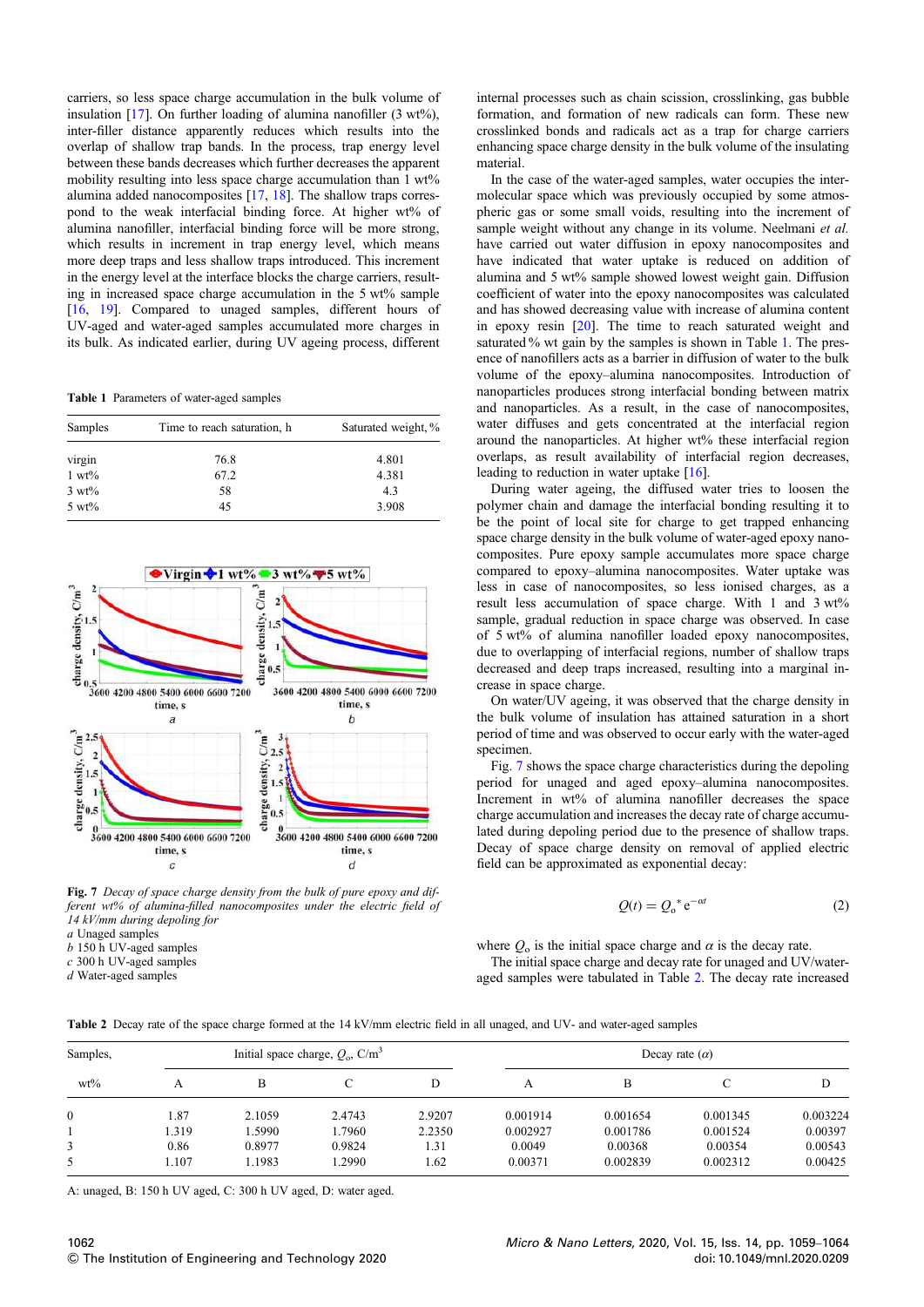carriers, so less space charge accumulation in the bulk volume of insulation [17]. On further loading of alumina nanofiller (3 wt%), inter-filler distance apparently reduces which results into the overlap of shallow trap bands. In the process, trap energy level between these bands decreases which further decreases the apparent mobility resulting into less space charge accumulation than 1 wt% alumina added nanocomposites [17, 18]. The shallow traps correspond to the weak interfacial binding force. At higher wt% of alumina nanofiller, interfacial binding force will be more strong, which results in increment in trap energy level, which means more deep traps and less shallow traps introduced. This increment in the energy level at the interface blocks the charge carriers, resulting in increased space charge accumulation in the 5 wt% sample [16, 19]. Compared to unaged samples, different hours of UV-aged and water-aged samples accumulated more charges in its bulk. As indicated earlier, during UV ageing process, different internal processes such as chain scission, crosslinking, gas bubble formation, and formation of new radicals can form. These new crosslinked bonds and radicals act as a trap for charge carriers enhancing space charge density in the bulk volume of the insulating material.

In the case of the water-aged samples, water occupies the inter-molecular space which was previously occupied by some atmospheric gas or some small voids, resulting into the increment of sample weight without any change in its volume. Neelmani *et al.* have carried out water diffusion in epoxy nanocomposites and have indicated that water uptake is reduced on addition of alumina and 5 wt% sample showed lowest weight gain. Diffusion coefficient of water into the epoxy nanocomposites was calculated and has showed decreasing value with increase of alumina content in epoxy resin [20]. The time to reach saturated weight and saturated % wt gain by the samples is shown in Table 1. The presence of nanofillers acts as a barrier in diffusion of water to the bulk volume of the epoxy–alumina nanocomposites. Introduction of nanoparticles produces strong interfacial bonding between matrix and nanoparticles. As a result, in the case of nanocomposites, water diffuses and gets concentrated at the interfacial region around the nanoparticles. At higher wt% these interfacial region overlaps, as result availability of interfacial region decreases, leading to reduction in water uptake [16].

**Table 1** Parameters of water-aged samples

| Samples | Time to reach saturation, h | Saturated weight, % |
|---|---|---|
| virgin | 76.8 | 4.801 |
| 1 wt% | 67.2 | 4.381 |
| 3 wt% | 58 | 4.3 |
| 5 wt% | 45 | 3.908 |

**Fig. 7** *Decay of space charge density from the bulk of pure epoxy and different wt% of alumina-filled nanocomposites under the electric field of 14 kV/mm during depoling for*
*a* Unaged samples
*b* 150 h UV-aged samples
*c* 300 h UV-aged samples
*d* Water-aged samples

During water ageing, the diffused water tries to loosen the polymer chain and damage the interfacial bonding resulting it to be the point of local site for charge to get trapped enhancing space charge density in the bulk volume of water-aged epoxy nanocomposites. Pure epoxy sample accumulates more space charge compared to epoxy–alumina nanocomposites. Water uptake was less in case of nanocomposites, so less ionised charges, as a result less accumulation of space charge. With 1 and 3 wt% sample, gradual reduction in space charge was observed. In case of 5 wt% of alumina nanofiller loaded epoxy nanocomposites, due to overlapping of interfacial regions, number of shallow traps decreased and deep traps increased, resulting into a marginal increase in space charge.

On water/UV ageing, it was observed that the charge density in the bulk volume of insulation has attained saturation in a short period of time and was observed to occur early with the water-aged specimen.

Fig. 7 shows the space charge characteristics during the depoling period for unaged and aged epoxy–alumina nanocomposites. Increment in wt% of alumina nanofiller decreases the space charge accumulation and increases the decay rate of charge accumulated during depoling period due to the presence of shallow traps. Decay of space charge density on removal of applied electric field can be approximated as exponential decay:

$$Q(t) = Q_o{}^{*}\,\mathrm{e}^{-\alpha t} \tag{2}$$

where $Q_o$ is the initial space charge and $\alpha$ is the decay rate.

The initial space charge and decay rate for unaged and UV/water-aged samples were tabulated in Table 2. The decay rate increased

**Table 2** Decay rate of the space charge formed at the 14 kV/mm electric field in all unaged, and UV- and water-aged samples

| Samples, | Initial space charge, $Q_o$, C/m$^3$ | | | | Decay rate ($\alpha$) | | | |
|---|---|---|---|---|---|---|---|---|
| wt% | A | B | C | D | A | B | C | D |
| 0 | 1.87 | 2.1059 | 2.4743 | 2.9207 | 0.001914 | 0.001654 | 0.001345 | 0.003224 |
| 1 | 1.319 | 1.5990 | 1.7960 | 2.2350 | 0.002927 | 0.001786 | 0.001524 | 0.00397 |
| 3 | 0.86 | 0.8977 | 0.9824 | 1.31 | 0.0049 | 0.00368 | 0.00354 | 0.00543 |
| 5 | 1.107 | 1.1983 | 1.2990 | 1.62 | 0.00371 | 0.002839 | 0.002312 | 0.00425 |

A: unaged, B: 150 h UV aged, C: 300 h UV aged, D: water aged.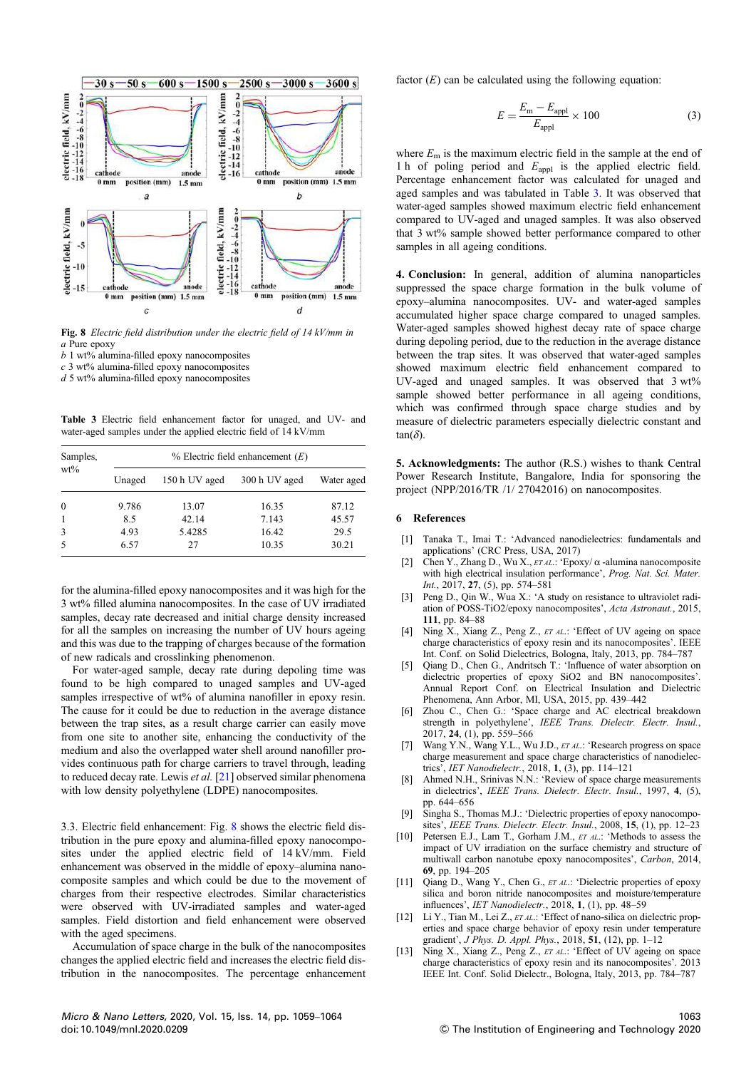Fig. 8 *Electric field distribution under the electric field of 14 kV/mm in*
*a* Pure epoxy
*b* 1 wt% alumina-filled epoxy nanocomposites
*c* 3 wt% alumina-filled epoxy nanocomposites
*d* 5 wt% alumina-filled epoxy nanocomposites

**Table 3** Electric field enhancement factor for unaged, and UV- and water-aged samples under the applied electric field of 14 kV/mm

| Samples, wt% | % Electric field enhancement ($E$) | | | |
|---|---|---|---|---|
| | Unaged | 150 h UV aged | 300 h UV aged | Water aged |
| 0 | 9.786 | 13.07 | 16.35 | 87.12 |
| 1 | 8.5 | 42.14 | 7.143 | 45.57 |
| 3 | 4.93 | 5.4285 | 16.42 | 29.5 |
| 5 | 6.57 | 27 | 10.35 | 30.21 |

for the alumina-filled epoxy nanocomposites and it was high for the 3 wt% filled alumina nanocomposites. In the case of UV irradiated samples, decay rate decreased and initial charge density increased for all the samples on increasing the number of UV hours ageing and this was due to the trapping of charges because of the formation of new radicals and crosslinking phenomenon.

For water-aged sample, decay rate during depoling time was found to be high compared to unaged samples and UV-aged samples irrespective of wt% of alumina nanofiller in epoxy resin. The cause for it could be due to reduction in the average distance between the trap sites, as a result charge carrier can easily move from one site to another site, enhancing the conductivity of the medium and also the overlapped water shell around nanofiller provides continuous path for charge carriers to travel through, leading to reduced decay rate. Lewis *et al.* [21] observed similar phenomena with low density polyethylene (LDPE) nanocomposites.

3.3. Electric field enhancement: Fig. 8 shows the electric field distribution in the pure epoxy and alumina-filled epoxy nanocomposites under the applied electric field of 14 kV/mm. Field enhancement was observed in the middle of epoxy–alumina nanocomposite samples and which could be due to the movement of charges from their respective electrodes. Similar characteristics were observed with UV-irradiated samples and water-aged samples. Field distortion and field enhancement were observed with the aged specimens.

Accumulation of space charge in the bulk of the nanocomposites changes the applied electric field and increases the electric field distribution in the nanocomposites. The percentage enhancement factor ($E$) can be calculated using the following equation:

$$E = \frac{E_m - E_{appl}}{E_{appl}} \times 100 \tag{3}$$

where $E_m$ is the maximum electric field in the sample at the end of 1 h of poling period and $E_{appl}$ is the applied electric field. Percentage enhancement factor was calculated for unaged and aged samples and was tabulated in Table 3. It was observed that water-aged samples showed maximum electric field enhancement compared to UV-aged and unaged samples. It was also observed that 3 wt% sample showed better performance compared to other samples in all ageing conditions.

**4. Conclusion:** In general, addition of alumina nanoparticles suppressed the space charge formation in the bulk volume of epoxy–alumina nanocomposites. UV- and water-aged samples accumulated higher space charge compared to unaged samples. Water-aged samples showed highest decay rate of space charge during depoling period, due to the reduction in the average distance between the trap sites. It was observed that water-aged samples showed maximum electric field enhancement compared to UV-aged and unaged samples. It was observed that 3 wt% sample showed better performance in all ageing conditions, which was confirmed through space charge studies and by measure of dielectric parameters especially dielectric constant and tan($\delta$).

**5. Acknowledgments:** The author (R.S.) wishes to thank Central Power Research Institute, Bangalore, India for sponsoring the project (NPP/2016/TR /1/ 27042016) on nanocomposites.

## 6 References

[1] Tanaka T., Imai T.: 'Advanced nanodielectrics: fundamentals and applications' (CRC Press, USA, 2017)

[2] Chen Y., Zhang D., Wu X., ET AL.: 'Epoxy/ α -alumina nanocomposite with high electrical insulation performance', *Prog. Nat. Sci. Mater. Int.*, 2017, **27**, (5), pp. 574–581

[3] Peng D., Qin W., Wua X.: 'A study on resistance to ultraviolet radiation of POSS-TiO2/epoxy nanocomposites', *Acta Astronaut.*, 2015, **111**, pp. 84–88

[4] Ning X., Xiang Z., Peng Z., ET AL.: 'Effect of UV ageing on space charge characteristics of epoxy resin and its nanocomposites'. IEEE Int. Conf. on Solid Dielectrics, Bologna, Italy, 2013, pp. 784–787

[5] Qiang D., Chen G., Andritsch T.: 'Influence of water absorption on dielectric properties of epoxy SiO2 and BN nanocomposites'. Annual Report Conf. on Electrical Insulation and Dielectric Phenomena, Ann Arbor, MI, USA, 2015, pp. 439–442

[6] Zhou C., Chen G.: 'Space charge and AC electrical breakdown strength in polyethylene', *IEEE Trans. Dielectr. Electr. Insul.*, 2017, **24**, (1), pp. 559–566

[7] Wang Y.N., Wang Y.L., Wu J.D., ET AL.: 'Research progress on space charge measurement and space charge characteristics of nanodielectrics', *IET Nanodielectr.*, 2018, **1**, (3), pp. 114–121

[8] Ahmed N.H., Srinivas N.N.: 'Review of space charge measurements in dielectrics', *IEEE Trans. Dielectr. Electr. Insul.*, 1997, **4**, (5), pp. 644–656

[9] Singha S., Thomas M.J.: 'Dielectric properties of epoxy nanocomposites', *IEEE Trans. Dielectr. Electr. Insul.*, 2008, **15**, (1), pp. 12–23

[10] Petersen E.J., Lam T., Gorham J.M., ET AL.: 'Methods to assess the impact of UV irradiation on the surface chemistry and structure of multiwall carbon nanotube epoxy nanocomposites', *Carbon*, 2014, **69**, pp. 194–205

[11] Qiang D., Wang Y., Chen G., ET AL.: 'Dielectric properties of epoxy silica and boron nitride nanocomposites and moisture/temperature influences', *IET Nanodielectr.*, 2018, **1**, (1), pp. 48–59

[12] Li Y., Tian M., Lei Z., ET AL.: 'Effect of nano-silica on dielectric properties and space charge behavior of epoxy resin under temperature gradient', *J Phys. D. Appl. Phys.*, 2018, **51**, (12), pp. 1–12

[13] Ning X., Xiang Z., Peng Z., ET AL.: 'Effect of UV ageing on space charge characteristics of epoxy resin and its nanocomposites'. 2013 IEEE Int. Conf. Solid Dielectr., Bologna, Italy, 2013, pp. 784–787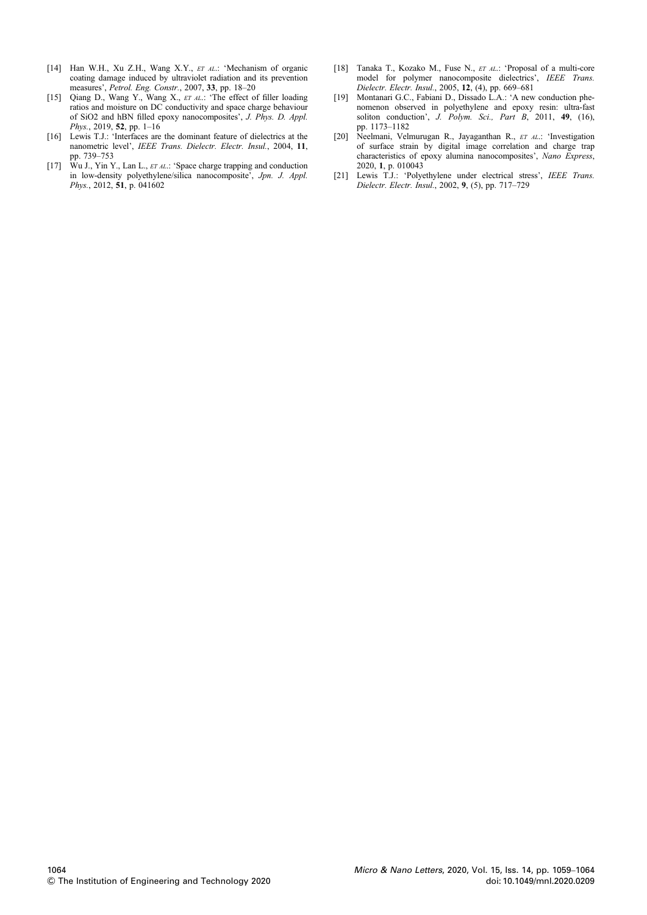[14] Han W.H., Xu Z.H., Wang X.Y., *ET AL.*: 'Mechanism of organic coating damage induced by ultraviolet radiation and its prevention measures', *Petrol. Eng. Constr.*, 2007, **33**, pp. 18–20

[15] Qiang D., Wang Y., Wang X., *ET AL.*: 'The effect of filler loading ratios and moisture on DC conductivity and space charge behaviour of SiO2 and hBN filled epoxy nanocomposites', *J. Phys. D. Appl. Phys.*, 2019, **52**, pp. 1–16

[16] Lewis T.J.: 'Interfaces are the dominant feature of dielectrics at the nanometric level', *IEEE Trans. Dielectr. Electr. Insul.*, 2004, **11**, pp. 739–753

[17] Wu J., Yin Y., Lan L., *ET AL.*: 'Space charge trapping and conduction in low-density polyethylene/silica nanocomposite', *Jpn. J. Appl. Phys.*, 2012, **51**, p. 041602

[18] Tanaka T., Kozako M., Fuse N., *ET AL.*: 'Proposal of a multi-core model for polymer nanocomposite dielectrics', *IEEE Trans. Dielectr. Electr. Insul.*, 2005, **12**, (4), pp. 669–681

[19] Montanari G.C., Fabiani D., Dissado L.A.: 'A new conduction phenomenon observed in polyethylene and epoxy resin: ultra-fast soliton conduction', *J. Polym. Sci., Part B*, 2011, **49**, (16), pp. 1173–1182

[20] Neelmani, Velmurugan R., Jayaganthan R., *ET AL.*: 'Investigation of surface strain by digital image correlation and charge trap characteristics of epoxy alumina nanocomposites', *Nano Express*, 2020, **1**, p. 010043

[21] Lewis T.J.: 'Polyethylene under electrical stress', *IEEE Trans. Dielectr. Electr. Insul.*, 2002, **9**, (5), pp. 717–729